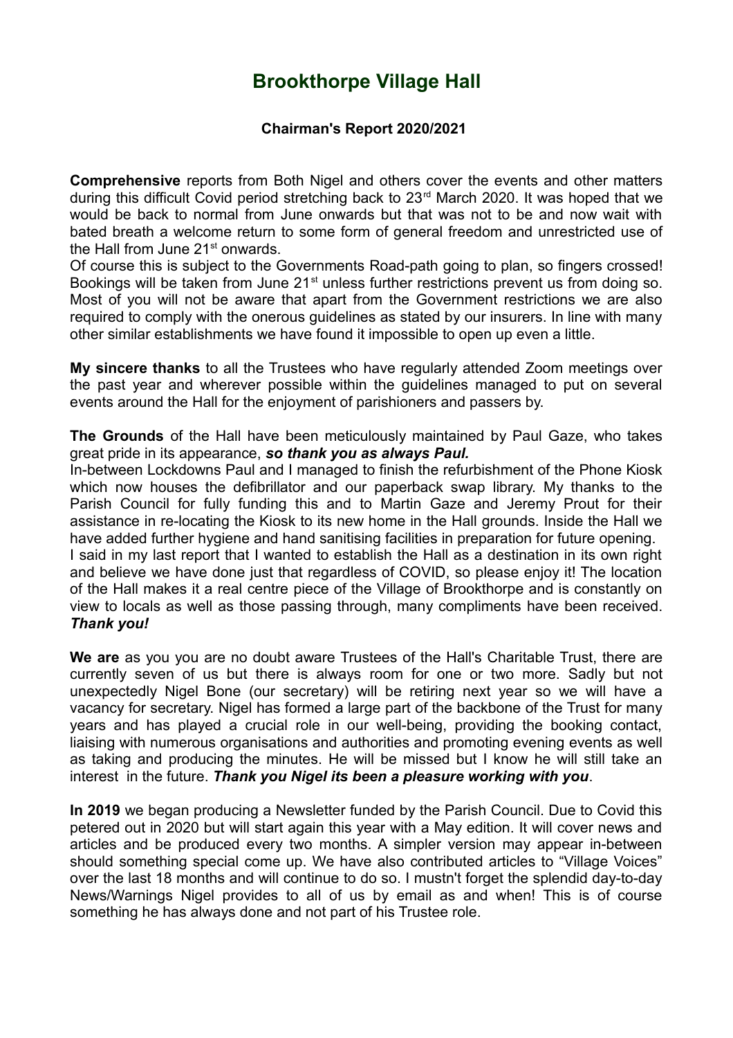# Brookthorpe Village Hall

### Chairman's Report 2020/2021

**Comprehensive** reports from Both Nigel and others cover the events and other matters during this difficult Covid period stretching back to 23rd March 2020. It was hoped that we would be back to normal from June onwards but that was not to be and now wait with bated breath a welcome return to some form of general freedom and unrestricted use of the Hall from June 21st onwards.
Of course this is subject to the Governments Road-path going to plan, so fingers crossed! Bookings will be taken from June 21st unless further restrictions prevent us from doing so. Most of you will not be aware that apart from the Government restrictions we are also required to comply with the onerous guidelines as stated by our insurers. In line with many other similar establishments we have found it impossible to open up even a little.

**My sincere thanks** to all the Trustees who have regularly attended Zoom meetings over the past year and wherever possible within the guidelines managed to put on several events around the Hall for the enjoyment of parishioners and passers by.

**The Grounds** of the Hall have been meticulously maintained by Paul Gaze, who takes great pride in its appearance, ***so thank you as always Paul.***
In-between Lockdowns Paul and I managed to finish the refurbishment of the Phone Kiosk which now houses the defibrillator and our paperback swap library. My thanks to the Parish Council for fully funding this and to Martin Gaze and Jeremy Prout for their assistance in re-locating the Kiosk to its new home in the Hall grounds. Inside the Hall we have added further hygiene and hand sanitising facilities in preparation for future opening.
I said in my last report that I wanted to establish the Hall as a destination in its own right and believe we have done just that regardless of COVID, so please enjoy it! The location of the Hall makes it a real centre piece of the Village of Brookthorpe and is constantly on view to locals as well as those passing through, many compliments have been received. ***Thank you!***

**We are** as you you are no doubt aware Trustees of the Hall's Charitable Trust, there are currently seven of us but there is always room for one or two more. Sadly but not unexpectedly Nigel Bone (our secretary) will be retiring next year so we will have a vacancy for secretary. Nigel has formed a large part of the backbone of the Trust for many years and has played a crucial role in our well-being, providing the booking contact, liaising with numerous organisations and authorities and promoting evening events as well as taking and producing the minutes. He will be missed but I know he will still take an interest in the future. ***Thank you Nigel its been a pleasure working with you***.

**In 2019** we began producing a Newsletter funded by the Parish Council. Due to Covid this petered out in 2020 but will start again this year with a May edition. It will cover news and articles and be produced every two months. A simpler version may appear in-between should something special come up. We have also contributed articles to "Village Voices" over the last 18 months and will continue to do so. I mustn't forget the splendid day-to-day News/Warnings Nigel provides to all of us by email as and when! This is of course something he has always done and not part of his Trustee role.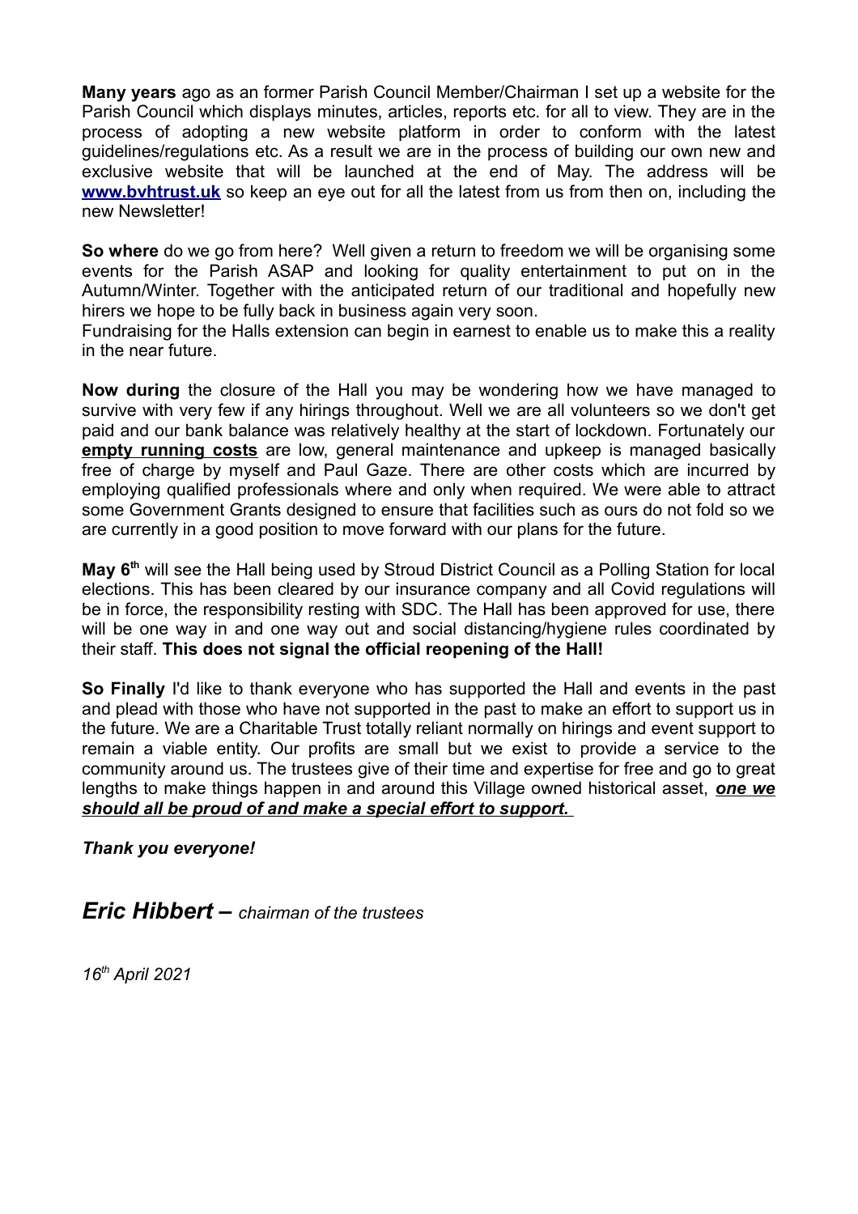**Many years** ago as an former Parish Council Member/Chairman I set up a website for the Parish Council which displays minutes, articles, reports etc. for all to view. They are in the process of adopting a new website platform in order to conform with the latest guidelines/regulations etc. As a result we are in the process of building our own new and exclusive website that will be launched at the end of May. The address will be **www.bvhtrust.uk** so keep an eye out for all the latest from us from then on, including the new Newsletter!

**So where** do we go from here? Well given a return to freedom we will be organising some events for the Parish ASAP and looking for quality entertainment to put on in the Autumn/Winter. Together with the anticipated return of our traditional and hopefully new hirers we hope to be fully back in business again very soon.
Fundraising for the Halls extension can begin in earnest to enable us to make this a reality in the near future.

**Now during** the closure of the Hall you may be wondering how we have managed to survive with very few if any hirings throughout. Well we are all volunteers so we don't get paid and our bank balance was relatively healthy at the start of lockdown. Fortunately our **empty running costs** are low, general maintenance and upkeep is managed basically free of charge by myself and Paul Gaze. There are other costs which are incurred by employing qualified professionals where and only when required. We were able to attract some Government Grants designed to ensure that facilities such as ours do not fold so we are currently in a good position to move forward with our plans for the future.

**May 6th** will see the Hall being used by Stroud District Council as a Polling Station for local elections. This has been cleared by our insurance company and all Covid regulations will be in force, the responsibility resting with SDC. The Hall has been approved for use, there will be one way in and one way out and social distancing/hygiene rules coordinated by their staff. **This does not signal the official reopening of the Hall!**

**So Finally** I'd like to thank everyone who has supported the Hall and events in the past and plead with those who have not supported in the past to make an effort to support us in the future. We are a Charitable Trust totally reliant normally on hirings and event support to remain a viable entity. Our profits are small but we exist to provide a service to the community around us. The trustees give of their time and expertise for free and go to great lengths to make things happen in and around this Village owned historical asset, ***one we should all be proud of and make a special effort to support.***

***Thank you everyone!***

***Eric Hibbert** – chairman of the trustees*

*16th April 2021*